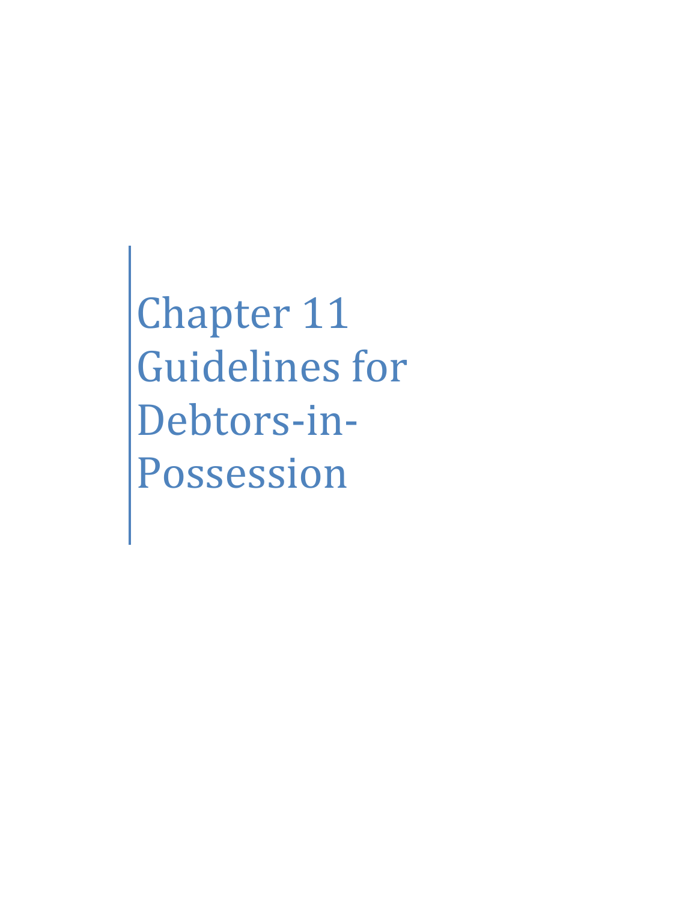# Chapter 11 Guidelines for Debtors-in-Possession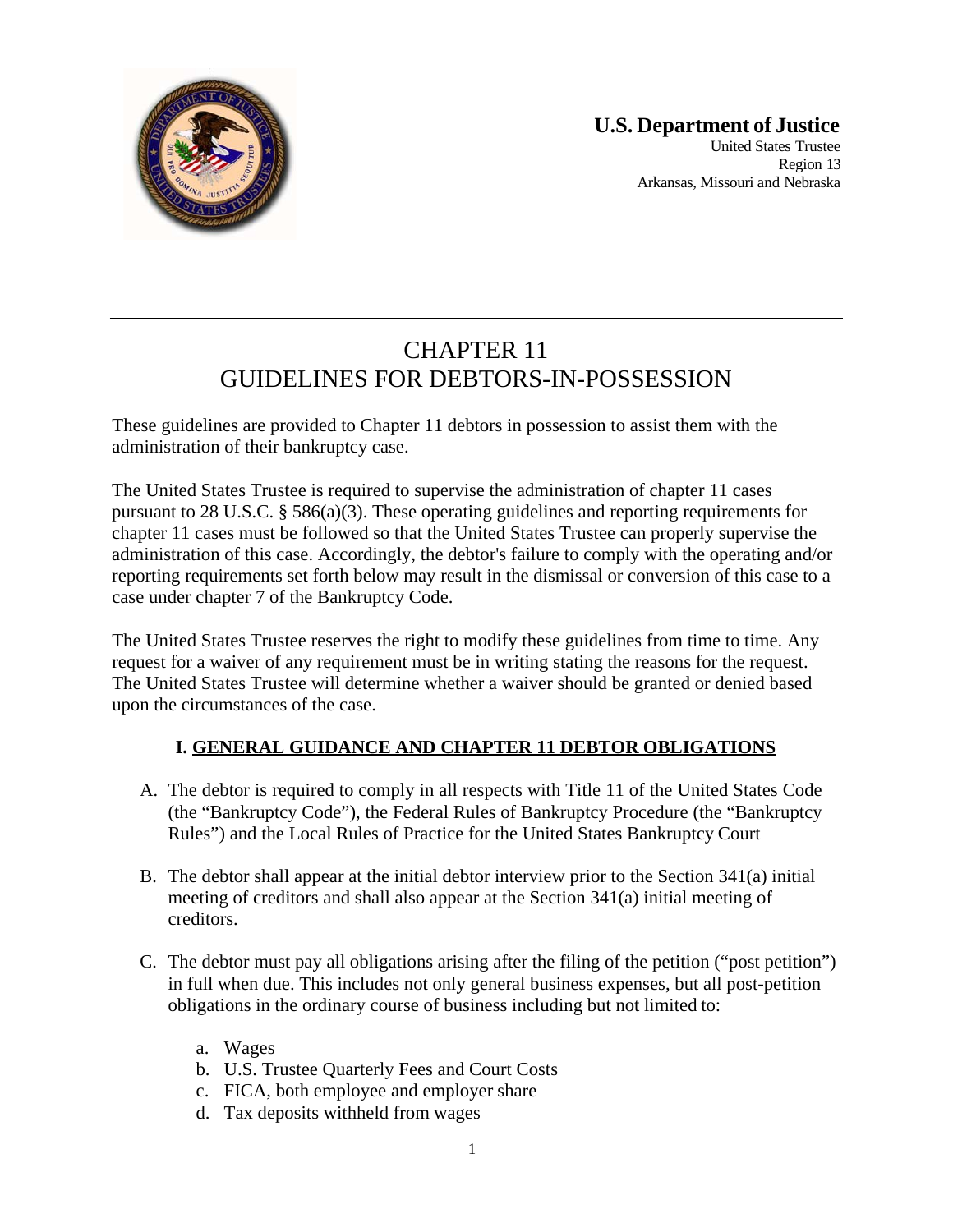**U.S. Department of Justice**
United States Trustee
Region 13
Arkansas, Missouri and Nebraska

---

# CHAPTER 11
# GUIDELINES FOR DEBTORS-IN-POSSESSION

These guidelines are provided to Chapter 11 debtors in possession to assist them with the administration of their bankruptcy case.

The United States Trustee is required to supervise the administration of chapter 11 cases pursuant to 28 U.S.C. § 586(a)(3). These operating guidelines and reporting requirements for chapter 11 cases must be followed so that the United States Trustee can properly supervise the administration of this case. Accordingly, the debtor's failure to comply with the operating and/or reporting requirements set forth below may result in the dismissal or conversion of this case to a case under chapter 7 of the Bankruptcy Code.

The United States Trustee reserves the right to modify these guidelines from time to time. Any request for a waiver of any requirement must be in writing stating the reasons for the request. The United States Trustee will determine whether a waiver should be granted or denied based upon the circumstances of the case.

## I. GENERAL GUIDANCE AND CHAPTER 11 DEBTOR OBLIGATIONS

A. The debtor is required to comply in all respects with Title 11 of the United States Code (the "Bankruptcy Code"), the Federal Rules of Bankruptcy Procedure (the "Bankruptcy Rules") and the Local Rules of Practice for the United States Bankruptcy Court

B. The debtor shall appear at the initial debtor interview prior to the Section 341(a) initial meeting of creditors and shall also appear at the Section 341(a) initial meeting of creditors.

C. The debtor must pay all obligations arising after the filing of the petition ("post petition") in full when due. This includes not only general business expenses, but all post-petition obligations in the ordinary course of business including but not limited to:

   a. Wages
   b. U.S. Trustee Quarterly Fees and Court Costs
   c. FICA, both employee and employer share
   d. Tax deposits withheld from wages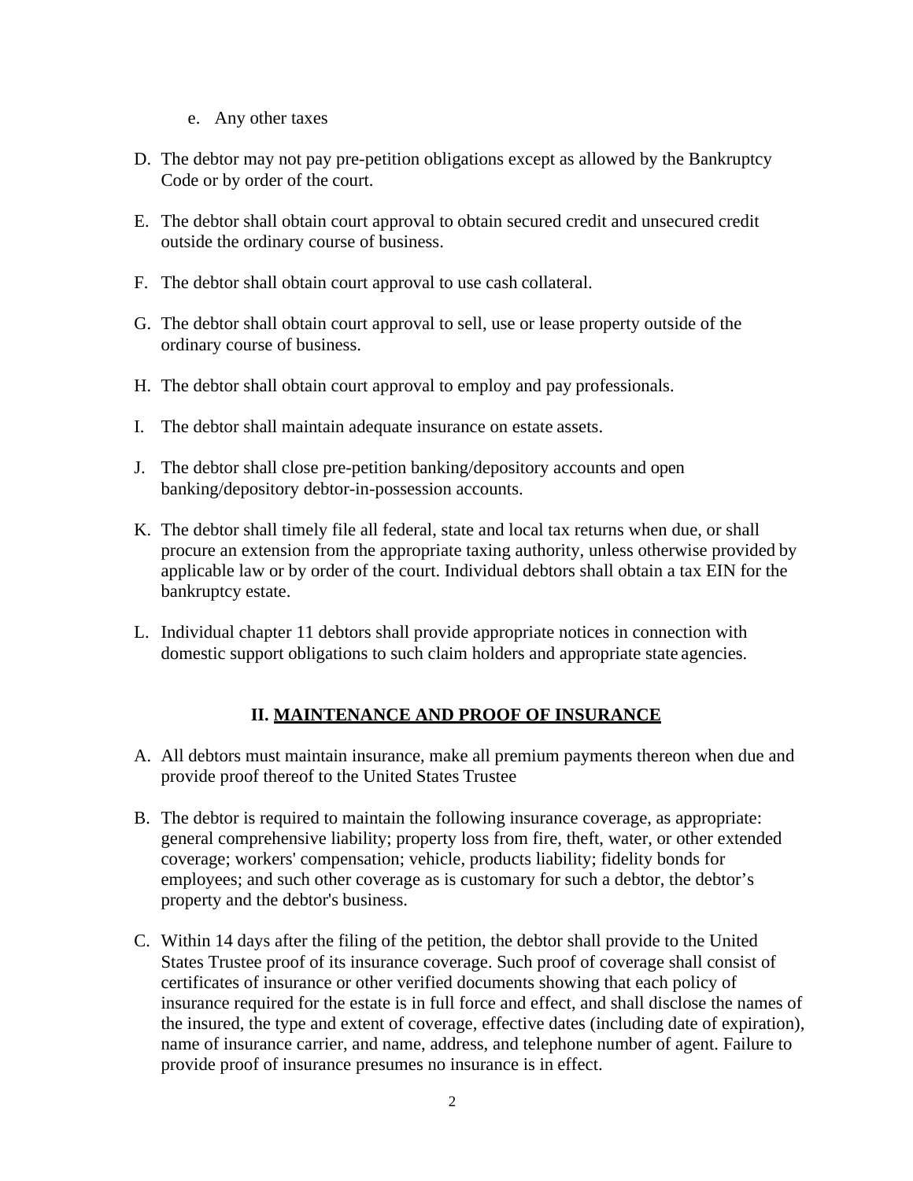e. Any other taxes

D. The debtor may not pay pre-petition obligations except as allowed by the Bankruptcy Code or by order of the court.

E. The debtor shall obtain court approval to obtain secured credit and unsecured credit outside the ordinary course of business.

F. The debtor shall obtain court approval to use cash collateral.

G. The debtor shall obtain court approval to sell, use or lease property outside of the ordinary course of business.

H. The debtor shall obtain court approval to employ and pay professionals.

I. The debtor shall maintain adequate insurance on estate assets.

J. The debtor shall close pre-petition banking/depository accounts and open banking/depository debtor-in-possession accounts.

K. The debtor shall timely file all federal, state and local tax returns when due, or shall procure an extension from the appropriate taxing authority, unless otherwise provided by applicable law or by order of the court. Individual debtors shall obtain a tax EIN for the bankruptcy estate.

L. Individual chapter 11 debtors shall provide appropriate notices in connection with domestic support obligations to such claim holders and appropriate state agencies.

## II. MAINTENANCE AND PROOF OF INSURANCE

A. All debtors must maintain insurance, make all premium payments thereon when due and provide proof thereof to the United States Trustee

B. The debtor is required to maintain the following insurance coverage, as appropriate: general comprehensive liability; property loss from fire, theft, water, or other extended coverage; workers' compensation; vehicle, products liability; fidelity bonds for employees; and such other coverage as is customary for such a debtor, the debtor's property and the debtor's business.

C. Within 14 days after the filing of the petition, the debtor shall provide to the United States Trustee proof of its insurance coverage. Such proof of coverage shall consist of certificates of insurance or other verified documents showing that each policy of insurance required for the estate is in full force and effect, and shall disclose the names of the insured, the type and extent of coverage, effective dates (including date of expiration), name of insurance carrier, and name, address, and telephone number of agent. Failure to provide proof of insurance presumes no insurance is in effect.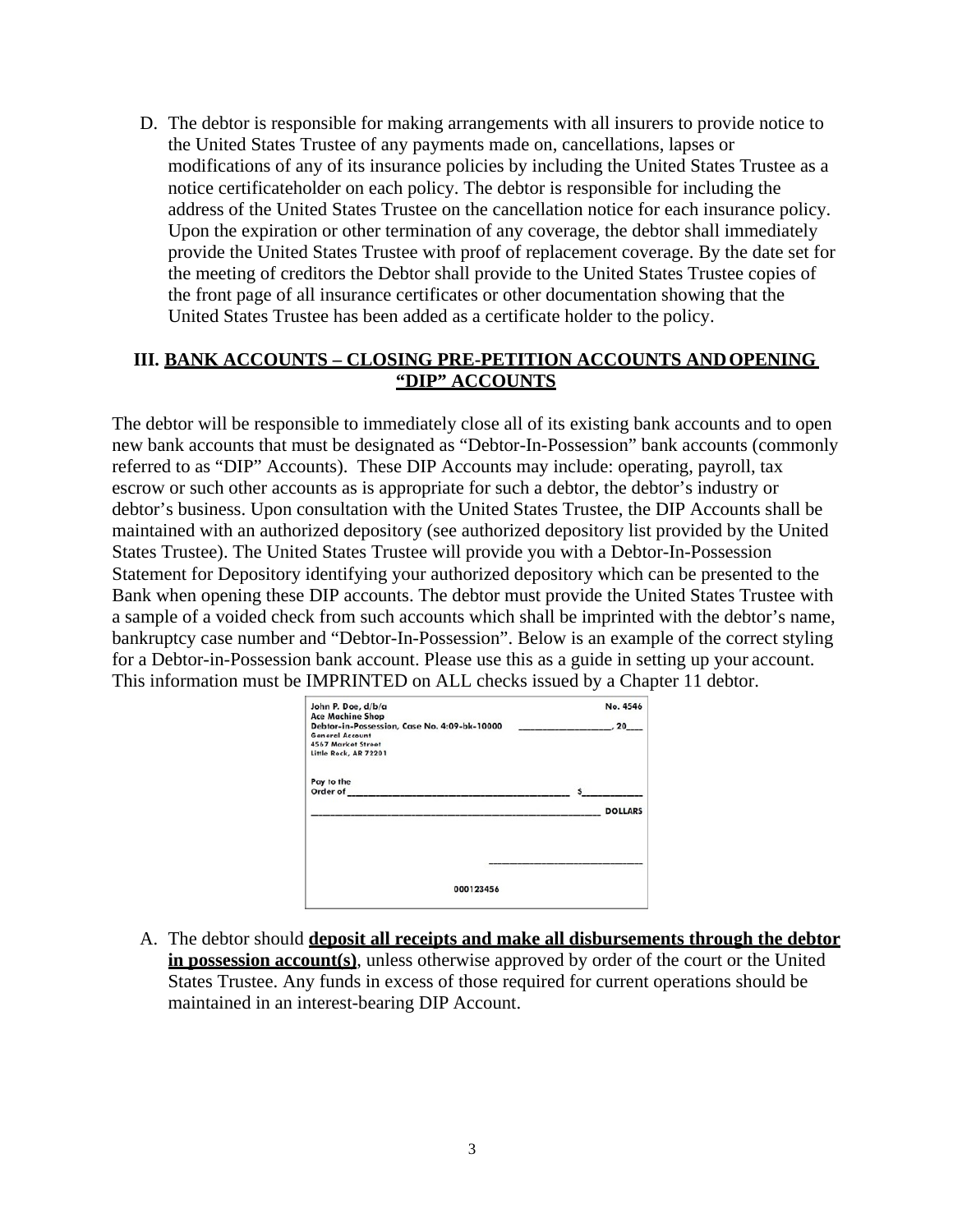D. The debtor is responsible for making arrangements with all insurers to provide notice to the United States Trustee of any payments made on, cancellations, lapses or modifications of any of its insurance policies by including the United States Trustee as a notice certificateholder on each policy. The debtor is responsible for including the address of the United States Trustee on the cancellation notice for each insurance policy. Upon the expiration or other termination of any coverage, the debtor shall immediately provide the United States Trustee with proof of replacement coverage. By the date set for the meeting of creditors the Debtor shall provide to the United States Trustee copies of the front page of all insurance certificates or other documentation showing that the United States Trustee has been added as a certificate holder to the policy.

## III. BANK ACCOUNTS – CLOSING PRE-PETITION ACCOUNTS AND OPENING "DIP" ACCOUNTS

The debtor will be responsible to immediately close all of its existing bank accounts and to open new bank accounts that must be designated as "Debtor-In-Possession" bank accounts (commonly referred to as "DIP" Accounts). These DIP Accounts may include: operating, payroll, tax escrow or such other accounts as is appropriate for such a debtor, the debtor's industry or debtor's business. Upon consultation with the United States Trustee, the DIP Accounts shall be maintained with an authorized depository (see authorized depository list provided by the United States Trustee). The United States Trustee will provide you with a Debtor-In-Possession Statement for Depository identifying your authorized depository which can be presented to the Bank when opening these DIP accounts. The debtor must provide the United States Trustee with a sample of a voided check from such accounts which shall be imprinted with the debtor's name, bankruptcy case number and "Debtor-In-Possession". Below is an example of the correct styling for a Debtor-in-Possession bank account. Please use this as a guide in setting up your account. This information must be IMPRINTED on ALL checks issued by a Chapter 11 debtor.

```
John P. Doe, d/b/a                                          No. 4546
Ace Machine Shop
Debtor-in-Possession, Case No. 4:09-bk-10000     ______________, 20___
General Account
4567 Market Street
Little Rock, AR 72201

Pay to the
Order of ____________________________________  $__________

______________________________________________  DOLLARS



                                    ______________________

                        000123456
```

A. The debtor should **deposit all receipts and make all disbursements through the debtor in possession account(s)**, unless otherwise approved by order of the court or the United States Trustee. Any funds in excess of those required for current operations should be maintained in an interest-bearing DIP Account.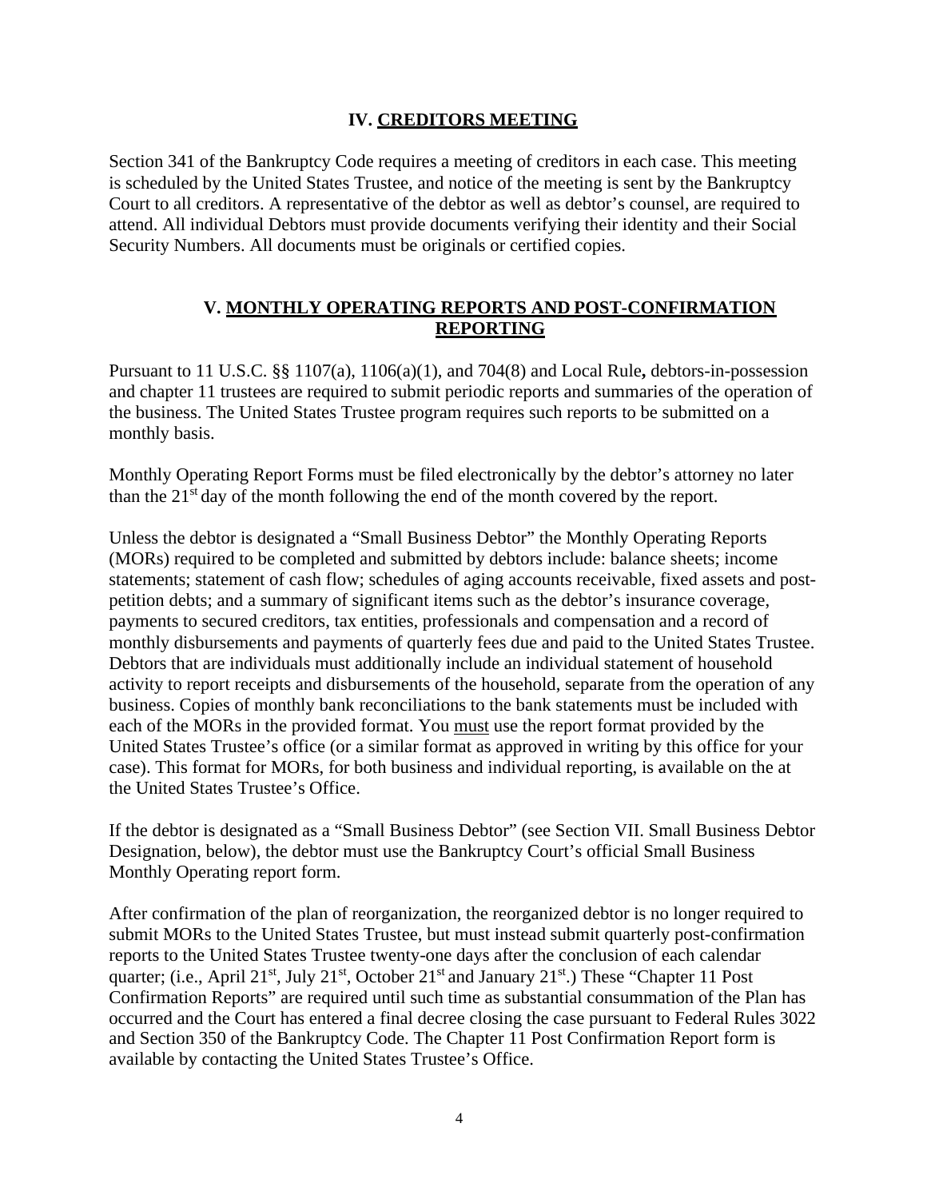## IV. CREDITORS MEETING

Section 341 of the Bankruptcy Code requires a meeting of creditors in each case. This meeting is scheduled by the United States Trustee, and notice of the meeting is sent by the Bankruptcy Court to all creditors. A representative of the debtor as well as debtor's counsel, are required to attend. All individual Debtors must provide documents verifying their identity and their Social Security Numbers. All documents must be originals or certified copies.

## V. MONTHLY OPERATING REPORTS AND POST-CONFIRMATION REPORTING

Pursuant to 11 U.S.C. §§ 1107(a), 1106(a)(1), and 704(8) and Local Rule**,** debtors-in-possession and chapter 11 trustees are required to submit periodic reports and summaries of the operation of the business. The United States Trustee program requires such reports to be submitted on a monthly basis.

Monthly Operating Report Forms must be filed electronically by the debtor's attorney no later than the 21st day of the month following the end of the month covered by the report.

Unless the debtor is designated a "Small Business Debtor" the Monthly Operating Reports (MORs) required to be completed and submitted by debtors include: balance sheets; income statements; statement of cash flow; schedules of aging accounts receivable, fixed assets and post-petition debts; and a summary of significant items such as the debtor's insurance coverage, payments to secured creditors, tax entities, professionals and compensation and a record of monthly disbursements and payments of quarterly fees due and paid to the United States Trustee. Debtors that are individuals must additionally include an individual statement of household activity to report receipts and disbursements of the household, separate from the operation of any business. Copies of monthly bank reconciliations to the bank statements must be included with each of the MORs in the provided format. You must use the report format provided by the United States Trustee's office (or a similar format as approved in writing by this office for your case). This format for MORs, for both business and individual reporting, is available on the at the United States Trustee's Office.

If the debtor is designated as a "Small Business Debtor" (see Section VII. Small Business Debtor Designation, below), the debtor must use the Bankruptcy Court's official Small Business Monthly Operating report form.

After confirmation of the plan of reorganization, the reorganized debtor is no longer required to submit MORs to the United States Trustee, but must instead submit quarterly post-confirmation reports to the United States Trustee twenty-one days after the conclusion of each calendar quarter; (i.e., April 21st, July 21st, October 21st and January 21st.) These "Chapter 11 Post Confirmation Reports" are required until such time as substantial consummation of the Plan has occurred and the Court has entered a final decree closing the case pursuant to Federal Rules 3022 and Section 350 of the Bankruptcy Code. The Chapter 11 Post Confirmation Report form is available by contacting the United States Trustee's Office.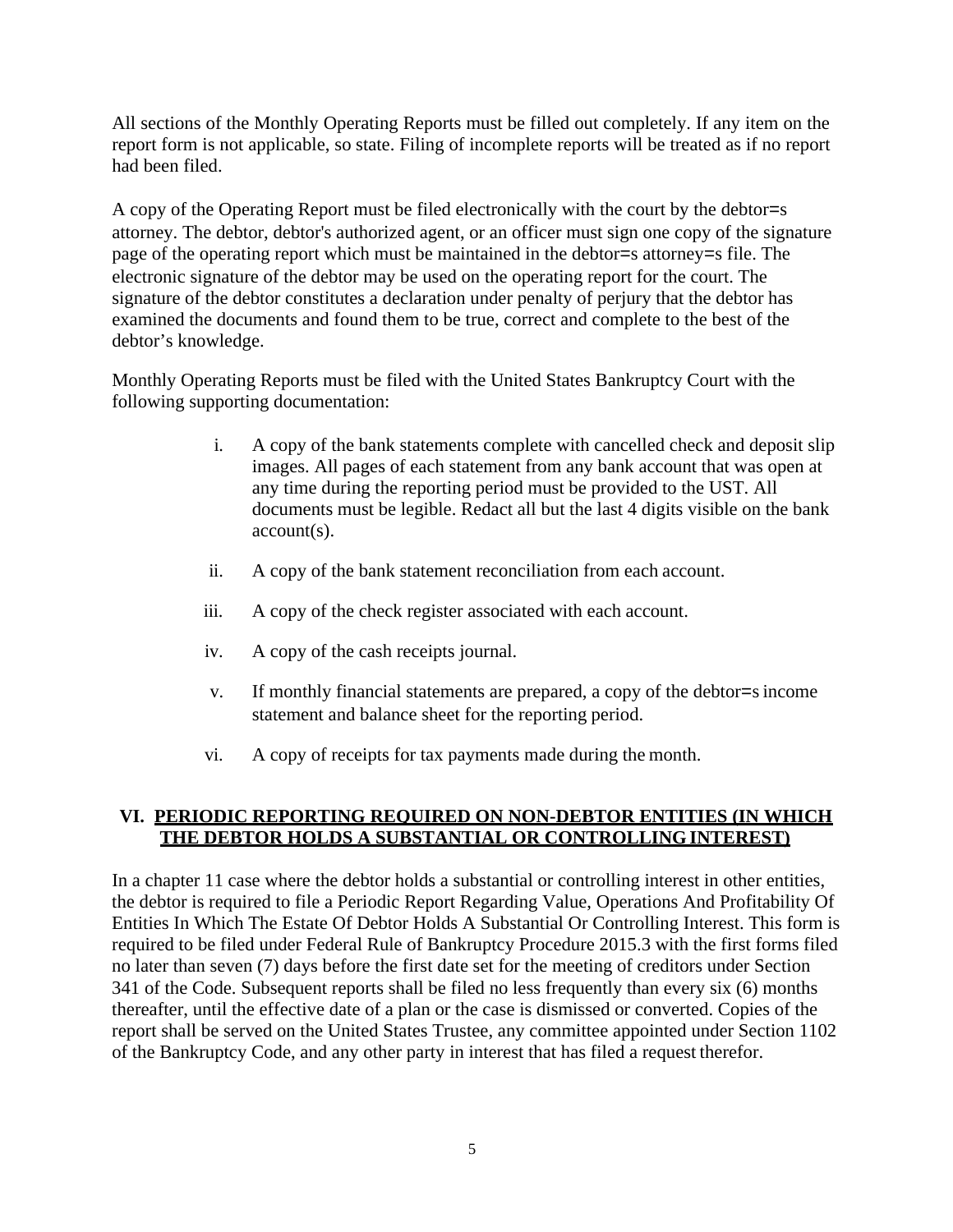All sections of the Monthly Operating Reports must be filled out completely. If any item on the report form is not applicable, so state. Filing of incomplete reports will be treated as if no report had been filed.

A copy of the Operating Report must be filed electronically with the court by the debtor=s attorney. The debtor, debtor's authorized agent, or an officer must sign one copy of the signature page of the operating report which must be maintained in the debtor=s attorney=s file. The electronic signature of the debtor may be used on the operating report for the court. The signature of the debtor constitutes a declaration under penalty of perjury that the debtor has examined the documents and found them to be true, correct and complete to the best of the debtor's knowledge.

Monthly Operating Reports must be filed with the United States Bankruptcy Court with the following supporting documentation:

i. A copy of the bank statements complete with cancelled check and deposit slip images. All pages of each statement from any bank account that was open at any time during the reporting period must be provided to the UST. All documents must be legible. Redact all but the last 4 digits visible on the bank account(s).

ii. A copy of the bank statement reconciliation from each account.

iii. A copy of the check register associated with each account.

iv. A copy of the cash receipts journal.

v. If monthly financial statements are prepared, a copy of the debtor=s income statement and balance sheet for the reporting period.

vi. A copy of receipts for tax payments made during the month.

## VI. PERIODIC REPORTING REQUIRED ON NON-DEBTOR ENTITIES (IN WHICH THE DEBTOR HOLDS A SUBSTANTIAL OR CONTROLLING INTEREST)

In a chapter 11 case where the debtor holds a substantial or controlling interest in other entities, the debtor is required to file a Periodic Report Regarding Value, Operations And Profitability Of Entities In Which The Estate Of Debtor Holds A Substantial Or Controlling Interest. This form is required to be filed under Federal Rule of Bankruptcy Procedure 2015.3 with the first forms filed no later than seven (7) days before the first date set for the meeting of creditors under Section 341 of the Code. Subsequent reports shall be filed no less frequently than every six (6) months thereafter, until the effective date of a plan or the case is dismissed or converted. Copies of the report shall be served on the United States Trustee, any committee appointed under Section 1102 of the Bankruptcy Code, and any other party in interest that has filed a request therefor.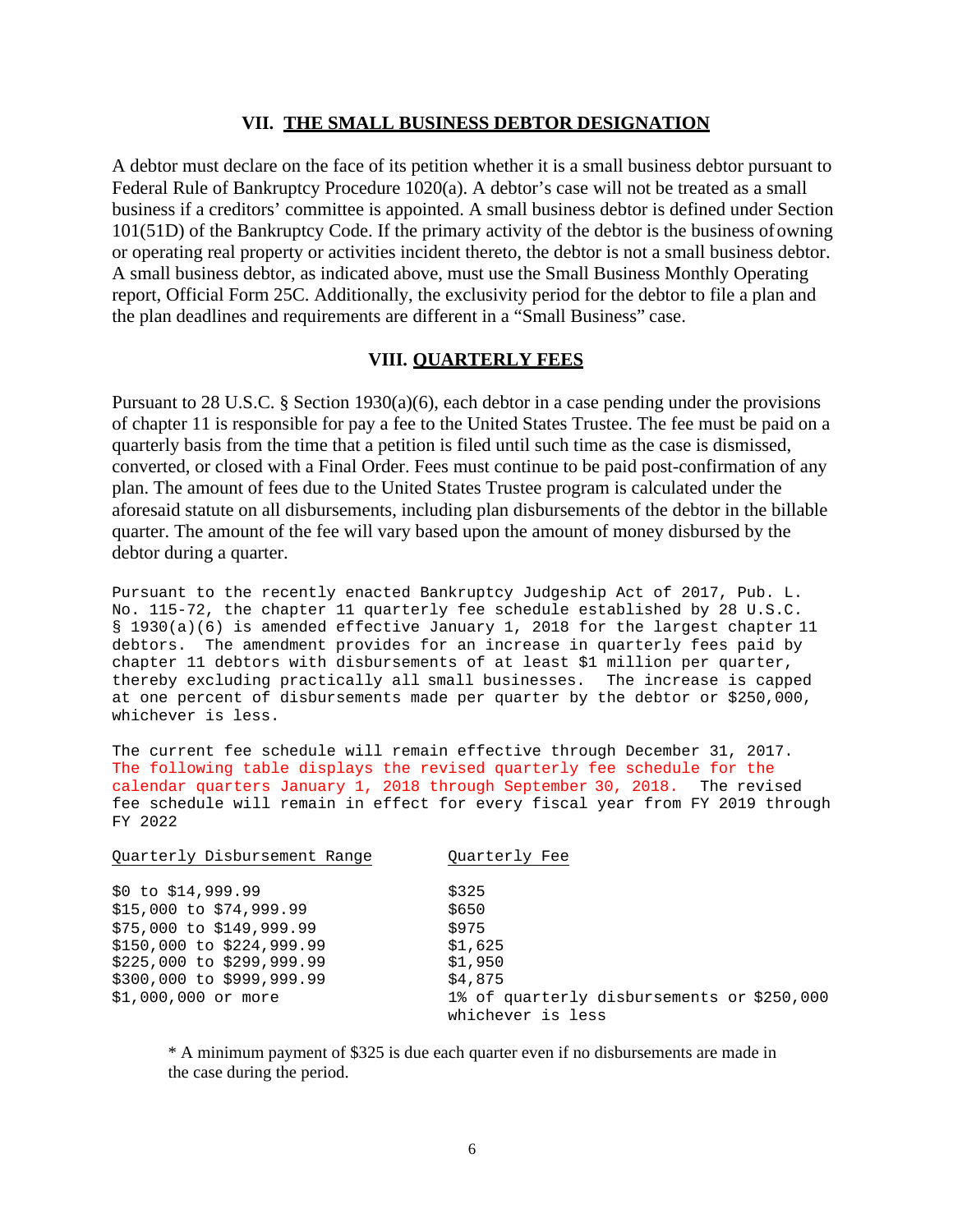## VII. THE SMALL BUSINESS DEBTOR DESIGNATION

A debtor must declare on the face of its petition whether it is a small business debtor pursuant to Federal Rule of Bankruptcy Procedure 1020(a). A debtor's case will not be treated as a small business if a creditors' committee is appointed. A small business debtor is defined under Section 101(51D) of the Bankruptcy Code. If the primary activity of the debtor is the business of owning or operating real property or activities incident thereto, the debtor is not a small business debtor. A small business debtor, as indicated above, must use the Small Business Monthly Operating report, Official Form 25C. Additionally, the exclusivity period for the debtor to file a plan and the plan deadlines and requirements are different in a "Small Business" case.

## VIII. QUARTERLY FEES

Pursuant to 28 U.S.C. § Section 1930(a)(6), each debtor in a case pending under the provisions of chapter 11 is responsible for pay a fee to the United States Trustee. The fee must be paid on a quarterly basis from the time that a petition is filed until such time as the case is dismissed, converted, or closed with a Final Order. Fees must continue to be paid post-confirmation of any plan. The amount of fees due to the United States Trustee program is calculated under the aforesaid statute on all disbursements, including plan disbursements of the debtor in the billable quarter. The amount of the fee will vary based upon the amount of money disbursed by the debtor during a quarter.

Pursuant to the recently enacted Bankruptcy Judgeship Act of 2017, Pub. L. No. 115-72, the chapter 11 quarterly fee schedule established by 28 U.S.C. § 1930(a)(6) is amended effective January 1, 2018 for the largest chapter 11 debtors. The amendment provides for an increase in quarterly fees paid by chapter 11 debtors with disbursements of at least $1 million per quarter, thereby excluding practically all small businesses. The increase is capped at one percent of disbursements made per quarter by the debtor or $250,000, whichever is less.

The current fee schedule will remain effective through December 31, 2017. The following table displays the revised quarterly fee schedule for the calendar quarters January 1, 2018 through September 30, 2018. The revised fee schedule will remain in effect for every fiscal year from FY 2019 through FY 2022

| Quarterly Disbursement Range | Quarterly Fee |
|---|---|
| $0 to $14,999.99 | $325 |
| $15,000 to $74,999.99 | $650 |
| $75,000 to $149,999.99 | $975 |
| $150,000 to $224,999.99 | $1,625 |
| $225,000 to $299,999.99 | $1,950 |
| $300,000 to $999,999.99 | $4,875 |
| $1,000,000 or more | 1% of quarterly disbursements or $250,000 whichever is less |

* A minimum payment of $325 is due each quarter even if no disbursements are made in the case during the period.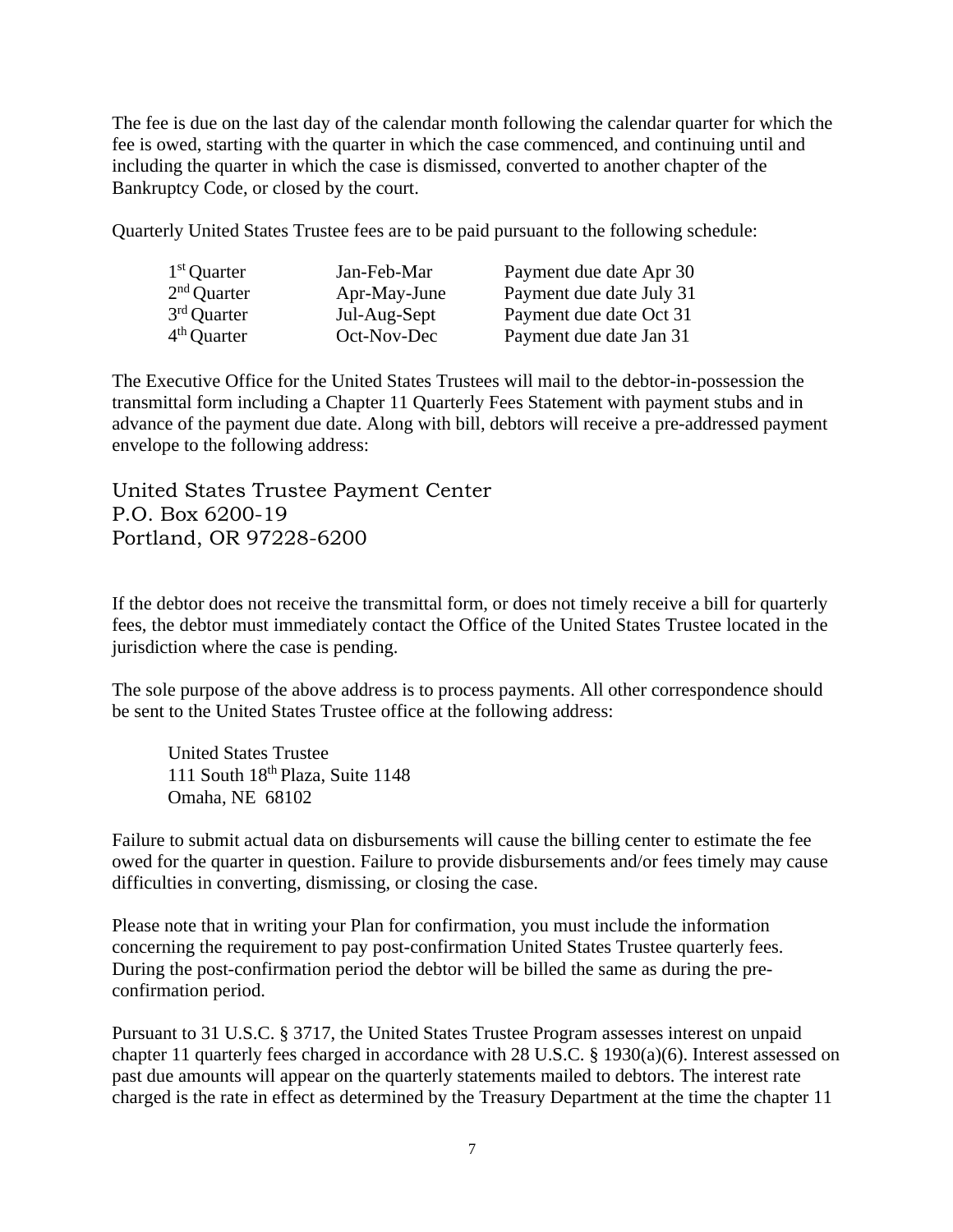The fee is due on the last day of the calendar month following the calendar quarter for which the fee is owed, starting with the quarter in which the case commenced, and continuing until and including the quarter in which the case is dismissed, converted to another chapter of the Bankruptcy Code, or closed by the court.

Quarterly United States Trustee fees are to be paid pursuant to the following schedule:

| | | |
|---|---|---|
| 1st Quarter | Jan-Feb-Mar | Payment due date Apr 30 |
| 2nd Quarter | Apr-May-June | Payment due date July 31 |
| 3rd Quarter | Jul-Aug-Sept | Payment due date Oct 31 |
| 4th Quarter | Oct-Nov-Dec | Payment due date Jan 31 |

The Executive Office for the United States Trustees will mail to the debtor-in-possession the transmittal form including a Chapter 11 Quarterly Fees Statement with payment stubs and in advance of the payment due date. Along with bill, debtors will receive a pre-addressed payment envelope to the following address:

United States Trustee Payment Center
P.O. Box 6200-19
Portland, OR 97228-6200

If the debtor does not receive the transmittal form, or does not timely receive a bill for quarterly fees, the debtor must immediately contact the Office of the United States Trustee located in the jurisdiction where the case is pending.

The sole purpose of the above address is to process payments. All other correspondence should be sent to the United States Trustee office at the following address:

United States Trustee
111 South 18th Plaza, Suite 1148
Omaha, NE 68102

Failure to submit actual data on disbursements will cause the billing center to estimate the fee owed for the quarter in question. Failure to provide disbursements and/or fees timely may cause difficulties in converting, dismissing, or closing the case.

Please note that in writing your Plan for confirmation, you must include the information concerning the requirement to pay post-confirmation United States Trustee quarterly fees. During the post-confirmation period the debtor will be billed the same as during the pre-confirmation period.

Pursuant to 31 U.S.C. § 3717, the United States Trustee Program assesses interest on unpaid chapter 11 quarterly fees charged in accordance with 28 U.S.C. § 1930(a)(6). Interest assessed on past due amounts will appear on the quarterly statements mailed to debtors. The interest rate charged is the rate in effect as determined by the Treasury Department at the time the chapter 11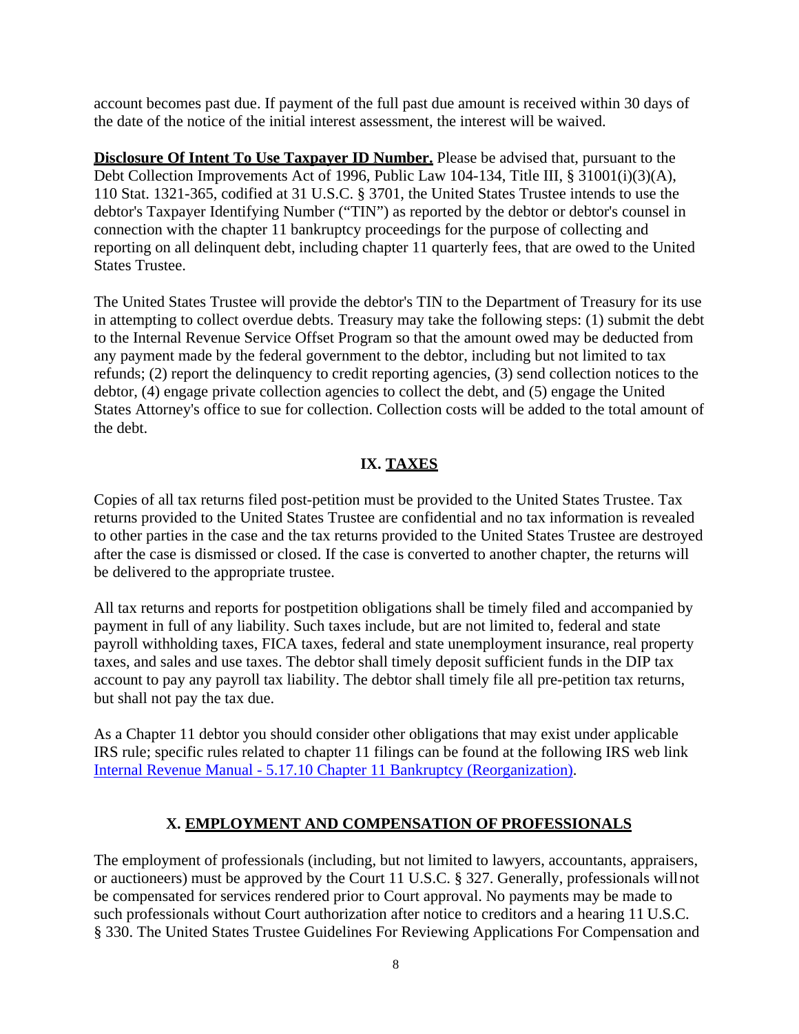account becomes past due. If payment of the full past due amount is received within 30 days of the date of the notice of the initial interest assessment, the interest will be waived.

**Disclosure Of Intent To Use Taxpayer ID Number.** Please be advised that, pursuant to the Debt Collection Improvements Act of 1996, Public Law 104-134, Title III, § 31001(i)(3)(A), 110 Stat. 1321-365, codified at 31 U.S.C. § 3701, the United States Trustee intends to use the debtor's Taxpayer Identifying Number ("TIN") as reported by the debtor or debtor's counsel in connection with the chapter 11 bankruptcy proceedings for the purpose of collecting and reporting on all delinquent debt, including chapter 11 quarterly fees, that are owed to the United States Trustee.

The United States Trustee will provide the debtor's TIN to the Department of Treasury for its use in attempting to collect overdue debts. Treasury may take the following steps: (1) submit the debt to the Internal Revenue Service Offset Program so that the amount owed may be deducted from any payment made by the federal government to the debtor, including but not limited to tax refunds; (2) report the delinquency to credit reporting agencies, (3) send collection notices to the debtor, (4) engage private collection agencies to collect the debt, and (5) engage the United States Attorney's office to sue for collection. Collection costs will be added to the total amount of the debt.

## IX. TAXES

Copies of all tax returns filed post-petition must be provided to the United States Trustee. Tax returns provided to the United States Trustee are confidential and no tax information is revealed to other parties in the case and the tax returns provided to the United States Trustee are destroyed after the case is dismissed or closed. If the case is converted to another chapter, the returns will be delivered to the appropriate trustee.

All tax returns and reports for postpetition obligations shall be timely filed and accompanied by payment in full of any liability. Such taxes include, but are not limited to, federal and state payroll withholding taxes, FICA taxes, federal and state unemployment insurance, real property taxes, and sales and use taxes. The debtor shall timely deposit sufficient funds in the DIP tax account to pay any payroll tax liability. The debtor shall timely file all pre-petition tax returns, but shall not pay the tax due.

As a Chapter 11 debtor you should consider other obligations that may exist under applicable IRS rule; specific rules related to chapter 11 filings can be found at the following IRS web link [Internal Revenue Manual - 5.17.10 Chapter 11 Bankruptcy (Reorganization)](#).

## X. EMPLOYMENT AND COMPENSATION OF PROFESSIONALS

The employment of professionals (including, but not limited to lawyers, accountants, appraisers, or auctioneers) must be approved by the Court 11 U.S.C. § 327. Generally, professionals will not be compensated for services rendered prior to Court approval. No payments may be made to such professionals without Court authorization after notice to creditors and a hearing 11 U.S.C. § 330. The United States Trustee Guidelines For Reviewing Applications For Compensation and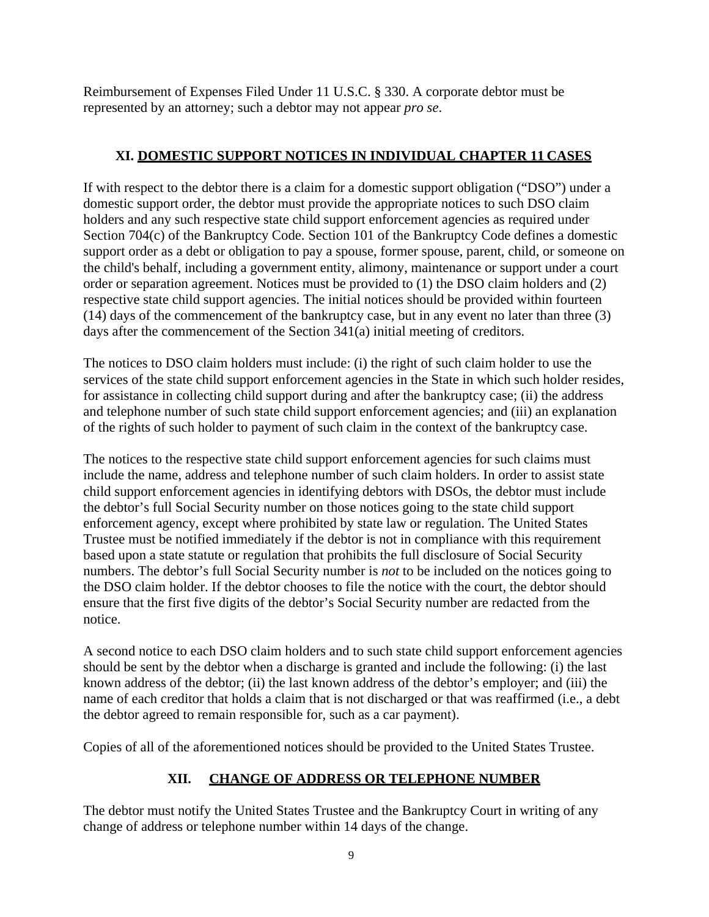Reimbursement of Expenses Filed Under 11 U.S.C. § 330. A corporate debtor must be represented by an attorney; such a debtor may not appear *pro se*.

## XI. DOMESTIC SUPPORT NOTICES IN INDIVIDUAL CHAPTER 11 CASES

If with respect to the debtor there is a claim for a domestic support obligation ("DSO") under a domestic support order, the debtor must provide the appropriate notices to such DSO claim holders and any such respective state child support enforcement agencies as required under Section 704(c) of the Bankruptcy Code. Section 101 of the Bankruptcy Code defines a domestic support order as a debt or obligation to pay a spouse, former spouse, parent, child, or someone on the child's behalf, including a government entity, alimony, maintenance or support under a court order or separation agreement. Notices must be provided to (1) the DSO claim holders and (2) respective state child support agencies. The initial notices should be provided within fourteen (14) days of the commencement of the bankruptcy case, but in any event no later than three (3) days after the commencement of the Section 341(a) initial meeting of creditors.

The notices to DSO claim holders must include: (i) the right of such claim holder to use the services of the state child support enforcement agencies in the State in which such holder resides, for assistance in collecting child support during and after the bankruptcy case; (ii) the address and telephone number of such state child support enforcement agencies; and (iii) an explanation of the rights of such holder to payment of such claim in the context of the bankruptcy case.

The notices to the respective state child support enforcement agencies for such claims must include the name, address and telephone number of such claim holders. In order to assist state child support enforcement agencies in identifying debtors with DSOs, the debtor must include the debtor's full Social Security number on those notices going to the state child support enforcement agency, except where prohibited by state law or regulation. The United States Trustee must be notified immediately if the debtor is not in compliance with this requirement based upon a state statute or regulation that prohibits the full disclosure of Social Security numbers. The debtor's full Social Security number is *not* to be included on the notices going to the DSO claim holder. If the debtor chooses to file the notice with the court, the debtor should ensure that the first five digits of the debtor's Social Security number are redacted from the notice.

A second notice to each DSO claim holders and to such state child support enforcement agencies should be sent by the debtor when a discharge is granted and include the following: (i) the last known address of the debtor; (ii) the last known address of the debtor's employer; and (iii) the name of each creditor that holds a claim that is not discharged or that was reaffirmed (i.e., a debt the debtor agreed to remain responsible for, such as a car payment).

Copies of all of the aforementioned notices should be provided to the United States Trustee.

## XII. CHANGE OF ADDRESS OR TELEPHONE NUMBER

The debtor must notify the United States Trustee and the Bankruptcy Court in writing of any change of address or telephone number within 14 days of the change.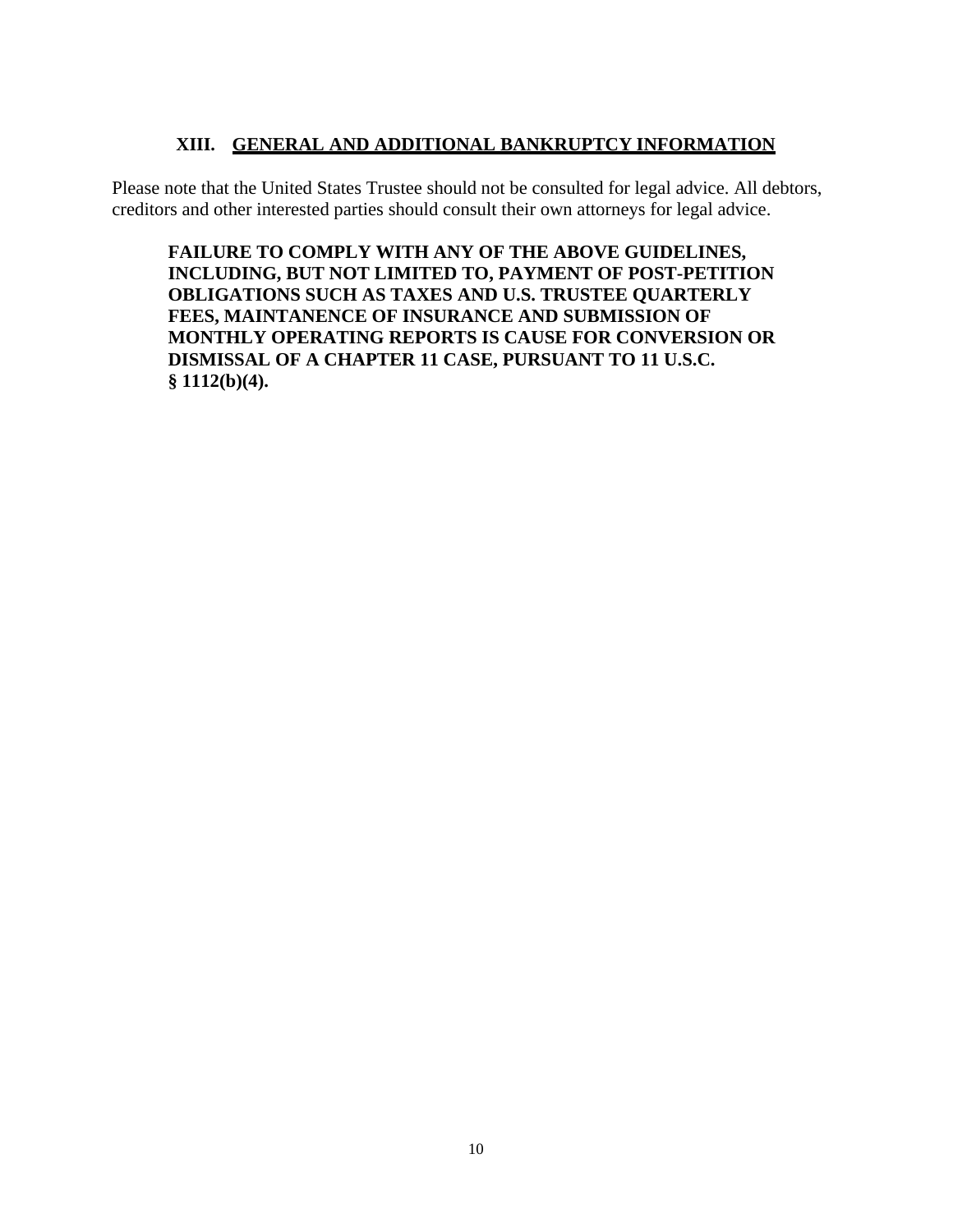## XIII. GENERAL AND ADDITIONAL BANKRUPTCY INFORMATION

Please note that the United States Trustee should not be consulted for legal advice. All debtors, creditors and other interested parties should consult their own attorneys for legal advice.

> **FAILURE TO COMPLY WITH ANY OF THE ABOVE GUIDELINES, INCLUDING, BUT NOT LIMITED TO, PAYMENT OF POST-PETITION OBLIGATIONS SUCH AS TAXES AND U.S. TRUSTEE QUARTERLY FEES, MAINTANENCE OF INSURANCE AND SUBMISSION OF MONTHLY OPERATING REPORTS IS CAUSE FOR CONVERSION OR DISMISSAL OF A CHAPTER 11 CASE, PURSUANT TO 11 U.S.C. § 1112(b)(4).**